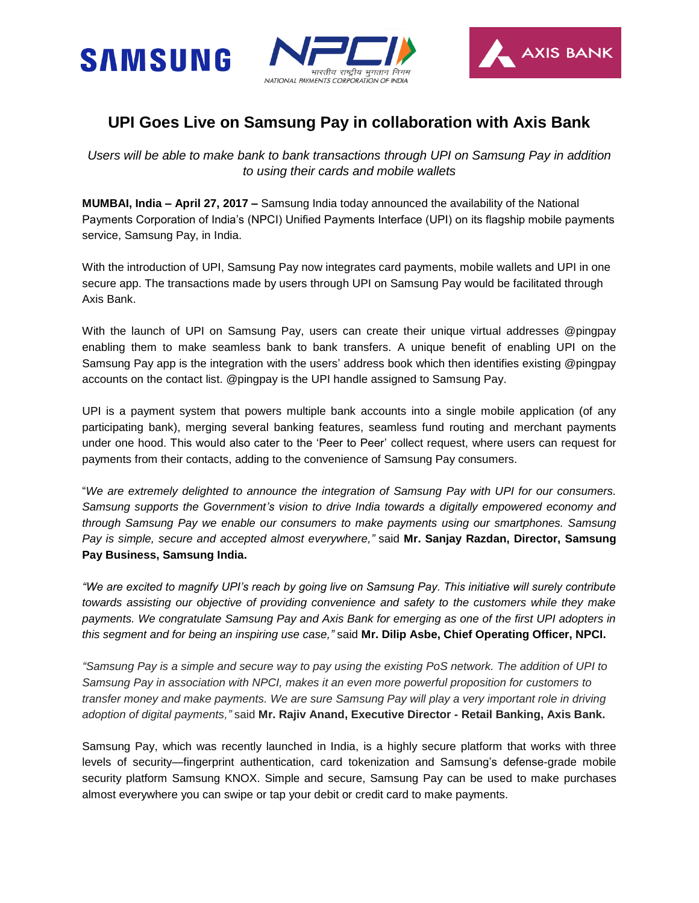SAMSUNG

NPCI
भारतीय राष्ट्रीय भुगतान निगम
NATIONAL PAYMENTS CORPORATION OF INDIA

AXIS BANK

# UPI Goes Live on Samsung Pay in collaboration with Axis Bank

*Users will be able to make bank to bank transactions through UPI on Samsung Pay in addition to using their cards and mobile wallets*

**MUMBAI, India – April 27, 2017 –** Samsung India today announced the availability of the National Payments Corporation of India's (NPCI) Unified Payments Interface (UPI) on its flagship mobile payments service, Samsung Pay, in India.

With the introduction of UPI, Samsung Pay now integrates card payments, mobile wallets and UPI in one secure app. The transactions made by users through UPI on Samsung Pay would be facilitated through Axis Bank.

With the launch of UPI on Samsung Pay, users can create their unique virtual addresses @pingpay enabling them to make seamless bank to bank transfers. A unique benefit of enabling UPI on the Samsung Pay app is the integration with the users' address book which then identifies existing @pingpay accounts on the contact list. @pingpay is the UPI handle assigned to Samsung Pay.

UPI is a payment system that powers multiple bank accounts into a single mobile application (of any participating bank), merging several banking features, seamless fund routing and merchant payments under one hood. This would also cater to the 'Peer to Peer' collect request, where users can request for payments from their contacts, adding to the convenience of Samsung Pay consumers.

"*We are extremely delighted to announce the integration of Samsung Pay with UPI for our consumers. Samsung supports the Government's vision to drive India towards a digitally empowered economy and through Samsung Pay we enable our consumers to make payments using our smartphones. Samsung Pay is simple, secure and accepted almost everywhere,"* said **Mr. Sanjay Razdan, Director, Samsung Pay Business, Samsung India.**

*"We are excited to magnify UPI's reach by going live on Samsung Pay. This initiative will surely contribute towards assisting our objective of providing convenience and safety to the customers while they make payments. We congratulate Samsung Pay and Axis Bank for emerging as one of the first UPI adopters in this segment and for being an inspiring use case,"* said **Mr. Dilip Asbe, Chief Operating Officer, NPCI.**

*"Samsung Pay is a simple and secure way to pay using the existing PoS network. The addition of UPI to Samsung Pay in association with NPCI, makes it an even more powerful proposition for customers to transfer money and make payments. We are sure Samsung Pay will play a very important role in driving adoption of digital payments,"* said **Mr. Rajiv Anand, Executive Director - Retail Banking, Axis Bank.**

Samsung Pay, which was recently launched in India, is a highly secure platform that works with three levels of security—fingerprint authentication, card tokenization and Samsung's defense-grade mobile security platform Samsung KNOX. Simple and secure, Samsung Pay can be used to make purchases almost everywhere you can swipe or tap your debit or credit card to make payments.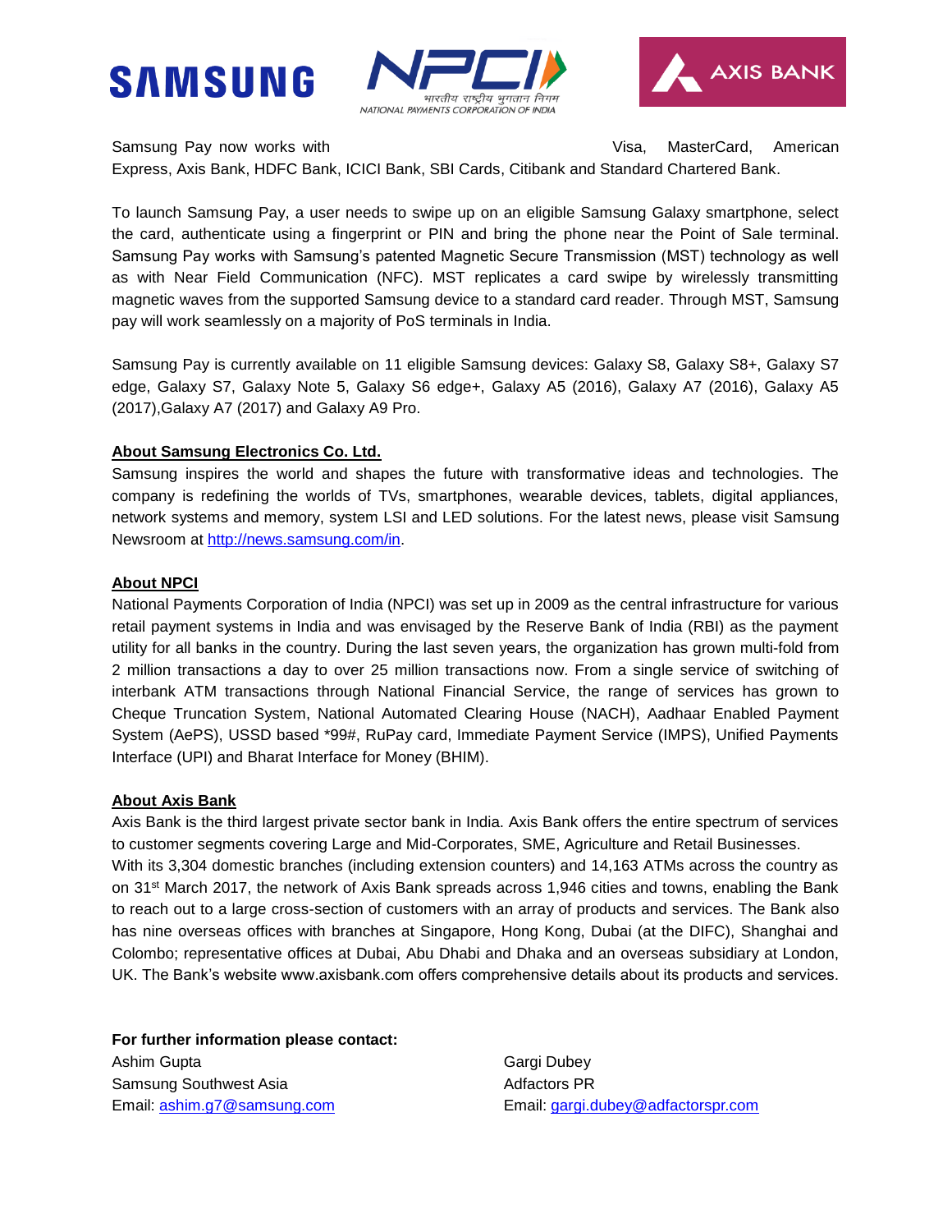Samsung Pay now works with Visa, MasterCard, American Express, Axis Bank, HDFC Bank, ICICI Bank, SBI Cards, Citibank and Standard Chartered Bank.

To launch Samsung Pay, a user needs to swipe up on an eligible Samsung Galaxy smartphone, select the card, authenticate using a fingerprint or PIN and bring the phone near the Point of Sale terminal. Samsung Pay works with Samsung's patented Magnetic Secure Transmission (MST) technology as well as with Near Field Communication (NFC). MST replicates a card swipe by wirelessly transmitting magnetic waves from the supported Samsung device to a standard card reader. Through MST, Samsung pay will work seamlessly on a majority of PoS terminals in India.

Samsung Pay is currently available on 11 eligible Samsung devices: Galaxy S8, Galaxy S8+, Galaxy S7 edge, Galaxy S7, Galaxy Note 5, Galaxy S6 edge+, Galaxy A5 (2016), Galaxy A7 (2016), Galaxy A5 (2017),Galaxy A7 (2017) and Galaxy A9 Pro.

**About Samsung Electronics Co. Ltd.**

Samsung inspires the world and shapes the future with transformative ideas and technologies. The company is redefining the worlds of TVs, smartphones, wearable devices, tablets, digital appliances, network systems and memory, system LSI and LED solutions. For the latest news, please visit Samsung Newsroom at http://news.samsung.com/in.

**About NPCI**

National Payments Corporation of India (NPCI) was set up in 2009 as the central infrastructure for various retail payment systems in India and was envisaged by the Reserve Bank of India (RBI) as the payment utility for all banks in the country. During the last seven years, the organization has grown multi-fold from 2 million transactions a day to over 25 million transactions now. From a single service of switching of interbank ATM transactions through National Financial Service, the range of services has grown to Cheque Truncation System, National Automated Clearing House (NACH), Aadhaar Enabled Payment System (AePS), USSD based *99#, RuPay card, Immediate Payment Service (IMPS), Unified Payments Interface (UPI) and Bharat Interface for Money (BHIM).

**About Axis Bank**

Axis Bank is the third largest private sector bank in India. Axis Bank offers the entire spectrum of services to customer segments covering Large and Mid-Corporates, SME, Agriculture and Retail Businesses.
With its 3,304 domestic branches (including extension counters) and 14,163 ATMs across the country as on 31st March 2017, the network of Axis Bank spreads across 1,946 cities and towns, enabling the Bank to reach out to a large cross-section of customers with an array of products and services. The Bank also has nine overseas offices with branches at Singapore, Hong Kong, Dubai (at the DIFC), Shanghai and Colombo; representative offices at Dubai, Abu Dhabi and Dhaka and an overseas subsidiary at London, UK. The Bank's website www.axisbank.com offers comprehensive details about its products and services.

**For further information please contact:**

Ashim Gupta
Samsung Southwest Asia
Email: ashim.g7@samsung.com

Gargi Dubey
Adfactors PR
Email: gargi.dubey@adfactorspr.com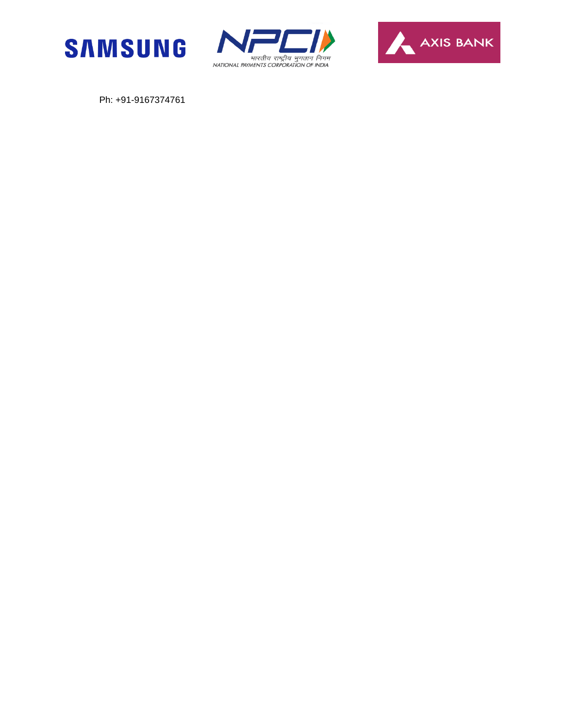Ph: +91-9167374761